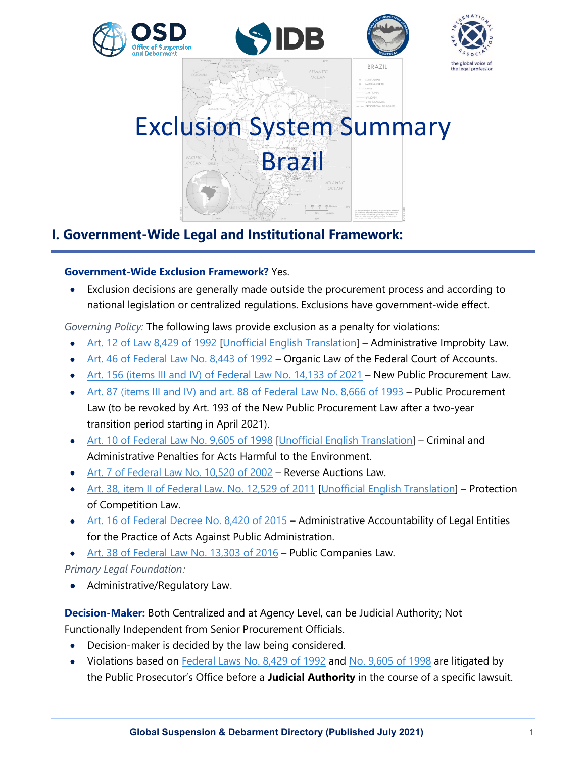# Exclusion System Summary

# Brazil

## I. Government-Wide Legal and Institutional Framework:

**Government-Wide Exclusion Framework?** Yes.

- Exclusion decisions are generally made outside the procurement process and according to national legislation or centralized regulations. Exclusions have government-wide effect.

*Governing Policy:* The following laws provide exclusion as a penalty for violations:

- Art. 12 of Law 8,429 of 1992 [Unofficial English Translation] – Administrative Improbity Law.
- Art. 46 of Federal Law No. 8,443 of 1992 – Organic Law of the Federal Court of Accounts.
- Art. 156 (items III and IV) of Federal Law No. 14,133 of 2021 – New Public Procurement Law.
- Art. 87 (items III and IV) and art. 88 of Federal Law No. 8,666 of 1993 – Public Procurement Law (to be revoked by Art. 193 of the New Public Procurement Law after a two-year transition period starting in April 2021).
- Art. 10 of Federal Law No. 9,605 of 1998 [Unofficial English Translation] – Criminal and Administrative Penalties for Acts Harmful to the Environment.
- Art. 7 of Federal Law No. 10,520 of 2002 – Reverse Auctions Law.
- Art. 38, item II of Federal Law. No. 12,529 of 2011 [Unofficial English Translation] – Protection of Competition Law.
- Art. 16 of Federal Decree No. 8,420 of 2015 – Administrative Accountability of Legal Entities for the Practice of Acts Against Public Administration.
- Art. 38 of Federal Law No. 13,303 of 2016 – Public Companies Law.

*Primary Legal Foundation:*

- Administrative/Regulatory Law.

**Decision-Maker:** Both Centralized and at Agency Level, can be Judicial Authority; Not Functionally Independent from Senior Procurement Officials.

- Decision-maker is decided by the law being considered.
- Violations based on Federal Laws No. 8,429 of 1992 and No. 9,605 of 1998 are litigated by the Public Prosecutor's Office before a **Judicial Authority** in the course of a specific lawsuit.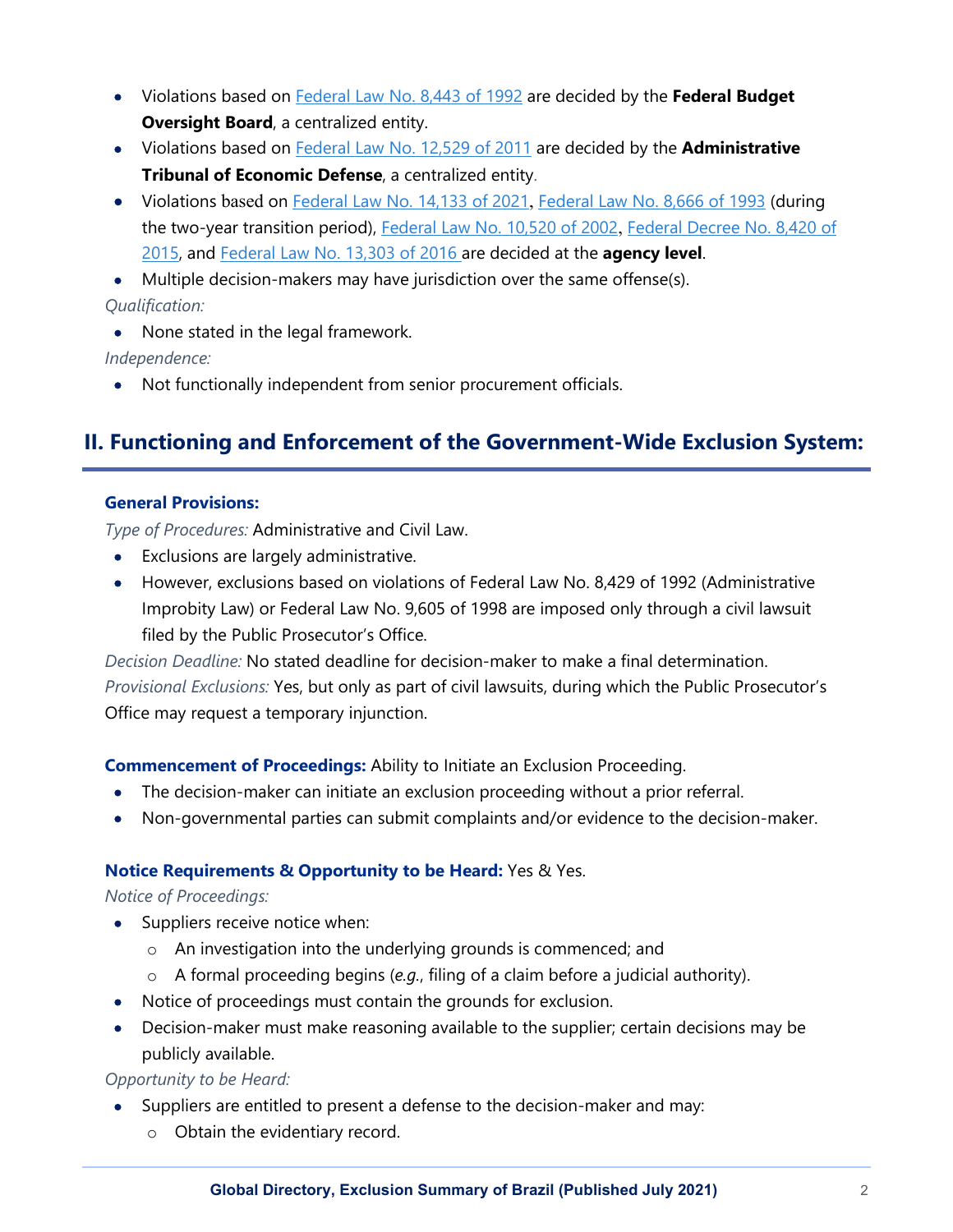- Violations based on [Federal Law No. 8,443 of 1992]() are decided by the **Federal Budget Oversight Board**, a centralized entity.
- Violations based on [Federal Law No. 12,529 of 2011]() are decided by the **Administrative Tribunal of Economic Defense**, a centralized entity.
- Violations based on [Federal Law No. 14,133 of 2021](), [Federal Law No. 8,666 of 1993]() (during the two-year transition period), [Federal Law No. 10,520 of 2002](), [Federal Decree No. 8,420 of 2015](), and [Federal Law No. 13,303 of 2016]() are decided at the **agency level**.
- Multiple decision-makers may have jurisdiction over the same offense(s).

*Qualification:*

- None stated in the legal framework.

*Independence:*

- Not functionally independent from senior procurement officials.

## II. Functioning and Enforcement of the Government-Wide Exclusion System:

**General Provisions:**

*Type of Procedures:* Administrative and Civil Law.

- Exclusions are largely administrative.
- However, exclusions based on violations of Federal Law No. 8,429 of 1992 (Administrative Improbity Law) or Federal Law No. 9,605 of 1998 are imposed only through a civil lawsuit filed by the Public Prosecutor's Office.

*Decision Deadline:* No stated deadline for decision-maker to make a final determination.

*Provisional Exclusions:* Yes, but only as part of civil lawsuits, during which the Public Prosecutor's Office may request a temporary injunction.

**Commencement of Proceedings:** Ability to Initiate an Exclusion Proceeding.

- The decision-maker can initiate an exclusion proceeding without a prior referral.
- Non-governmental parties can submit complaints and/or evidence to the decision-maker.

**Notice Requirements & Opportunity to be Heard:** Yes & Yes.

*Notice of Proceedings:*

- Suppliers receive notice when:
  - An investigation into the underlying grounds is commenced; and
  - A formal proceeding begins (*e.g.*, filing of a claim before a judicial authority).
- Notice of proceedings must contain the grounds for exclusion.
- Decision-maker must make reasoning available to the supplier; certain decisions may be publicly available.

*Opportunity to be Heard:*

- Suppliers are entitled to present a defense to the decision-maker and may:
  - Obtain the evidentiary record.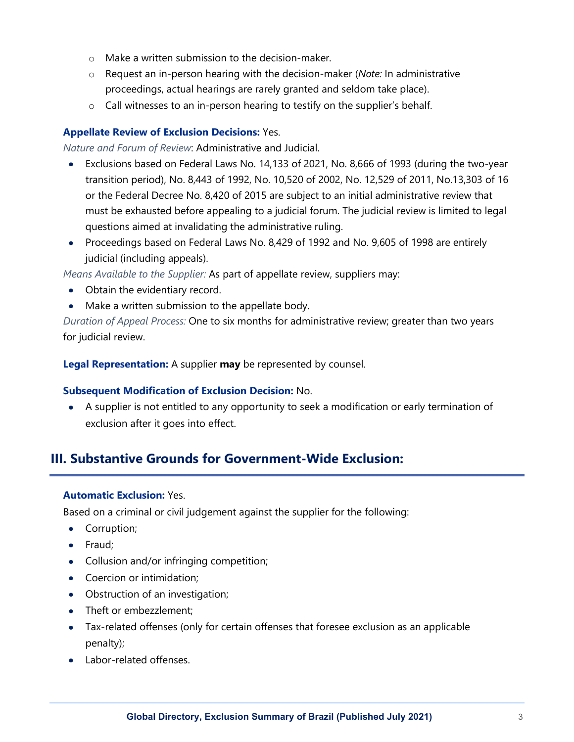- Make a written submission to the decision-maker.
- Request an in-person hearing with the decision-maker (*Note:* In administrative proceedings, actual hearings are rarely granted and seldom take place).
- Call witnesses to an in-person hearing to testify on the supplier's behalf.

**Appellate Review of Exclusion Decisions:** Yes.

*Nature and Forum of Review*: Administrative and Judicial.

- Exclusions based on Federal Laws No. 14,133 of 2021, No. 8,666 of 1993 (during the two-year transition period), No. 8,443 of 1992, No. 10,520 of 2002, No. 12,529 of 2011, No.13,303 of 16 or the Federal Decree No. 8,420 of 2015 are subject to an initial administrative review that must be exhausted before appealing to a judicial forum. The judicial review is limited to legal questions aimed at invalidating the administrative ruling.
- Proceedings based on Federal Laws No. 8,429 of 1992 and No. 9,605 of 1998 are entirely judicial (including appeals).

*Means Available to the Supplier:* As part of appellate review, suppliers may:

- Obtain the evidentiary record.
- Make a written submission to the appellate body.

*Duration of Appeal Process:* One to six months for administrative review; greater than two years for judicial review.

**Legal Representation:** A supplier **may** be represented by counsel.

**Subsequent Modification of Exclusion Decision:** No.

- A supplier is not entitled to any opportunity to seek a modification or early termination of exclusion after it goes into effect.

## III. Substantive Grounds for Government-Wide Exclusion:

**Automatic Exclusion:** Yes.

Based on a criminal or civil judgement against the supplier for the following:

- Corruption;
- Fraud;
- Collusion and/or infringing competition;
- Coercion or intimidation;
- Obstruction of an investigation;
- Theft or embezzlement;
- Tax-related offenses (only for certain offenses that foresee exclusion as an applicable penalty);
- Labor-related offenses.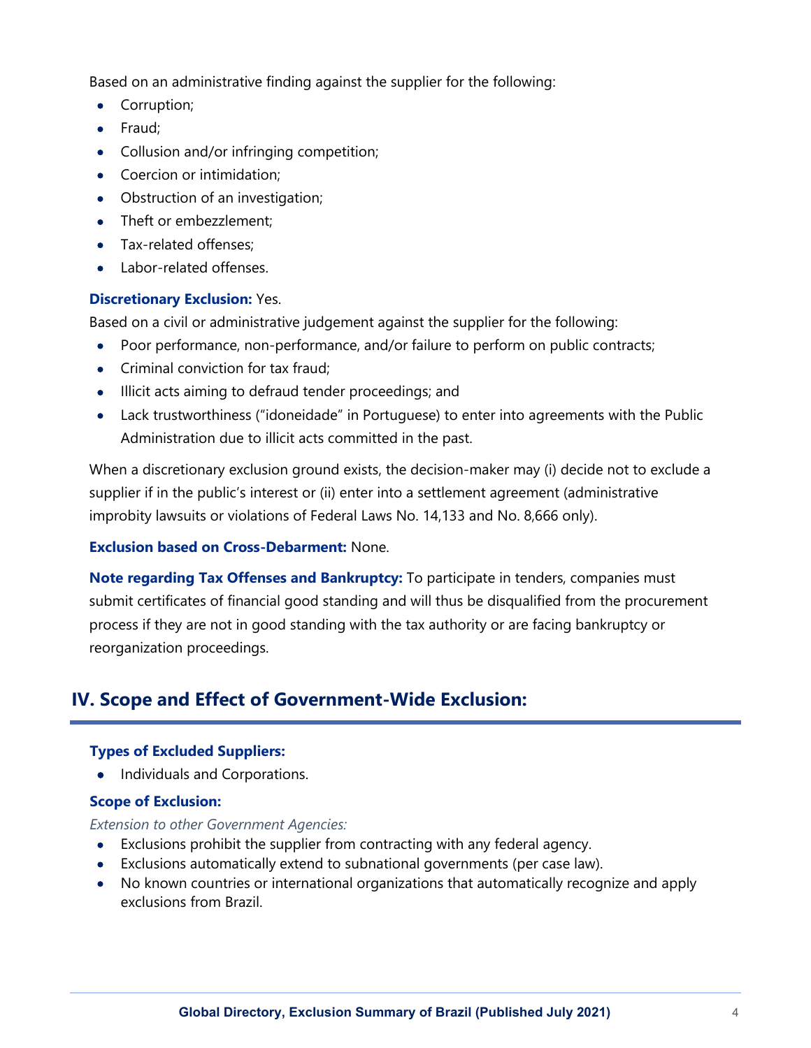Based on an administrative finding against the supplier for the following:

- Corruption;
- Fraud;
- Collusion and/or infringing competition;
- Coercion or intimidation;
- Obstruction of an investigation;
- Theft or embezzlement;
- Tax-related offenses;
- Labor-related offenses.

**Discretionary Exclusion:** Yes.

Based on a civil or administrative judgement against the supplier for the following:

- Poor performance, non-performance, and/or failure to perform on public contracts;
- Criminal conviction for tax fraud;
- Illicit acts aiming to defraud tender proceedings; and
- Lack trustworthiness ("idoneidade" in Portuguese) to enter into agreements with the Public Administration due to illicit acts committed in the past.

When a discretionary exclusion ground exists, the decision-maker may (i) decide not to exclude a supplier if in the public's interest or (ii) enter into a settlement agreement (administrative improbity lawsuits or violations of Federal Laws No. 14,133 and No. 8,666 only).

**Exclusion based on Cross-Debarment:** None.

**Note regarding Tax Offenses and Bankruptcy:** To participate in tenders, companies must submit certificates of financial good standing and will thus be disqualified from the procurement process if they are not in good standing with the tax authority or are facing bankruptcy or reorganization proceedings.

## IV. Scope and Effect of Government-Wide Exclusion:

**Types of Excluded Suppliers:**

- Individuals and Corporations.

**Scope of Exclusion:**

*Extension to other Government Agencies:*

- Exclusions prohibit the supplier from contracting with any federal agency.
- Exclusions automatically extend to subnational governments (per case law).
- No known countries or international organizations that automatically recognize and apply exclusions from Brazil.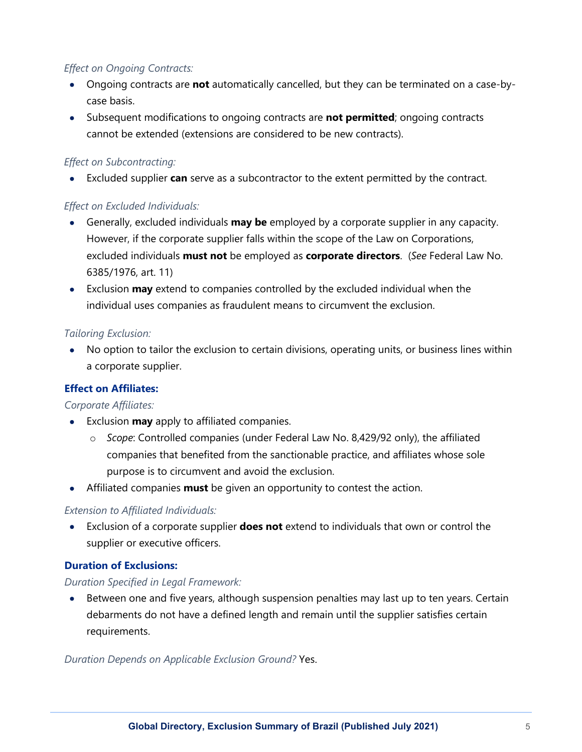*Effect on Ongoing Contracts:*

- Ongoing contracts are **not** automatically cancelled, but they can be terminated on a case-by-case basis.
- Subsequent modifications to ongoing contracts are **not permitted**; ongoing contracts cannot be extended (extensions are considered to be new contracts).

*Effect on Subcontracting:*

- Excluded supplier **can** serve as a subcontractor to the extent permitted by the contract.

*Effect on Excluded Individuals:*

- Generally, excluded individuals **may be** employed by a corporate supplier in any capacity. However, if the corporate supplier falls within the scope of the Law on Corporations, excluded individuals **must not** be employed as **corporate directors**. (*See* Federal Law No. 6385/1976, art. 11)
- Exclusion **may** extend to companies controlled by the excluded individual when the individual uses companies as fraudulent means to circumvent the exclusion.

*Tailoring Exclusion:*

- No option to tailor the exclusion to certain divisions, operating units, or business lines within a corporate supplier.

**Effect on Affiliates:**

*Corporate Affiliates:*

- Exclusion **may** apply to affiliated companies.
  - *Scope*: Controlled companies (under Federal Law No. 8,429/92 only), the affiliated companies that benefited from the sanctionable practice, and affiliates whose sole purpose is to circumvent and avoid the exclusion.
- Affiliated companies **must** be given an opportunity to contest the action.

*Extension to Affiliated Individuals:*

- Exclusion of a corporate supplier **does not** extend to individuals that own or control the supplier or executive officers.

**Duration of Exclusions:**

*Duration Specified in Legal Framework:*

- Between one and five years, although suspension penalties may last up to ten years. Certain debarments do not have a defined length and remain until the supplier satisfies certain requirements.

*Duration Depends on Applicable Exclusion Ground?* Yes.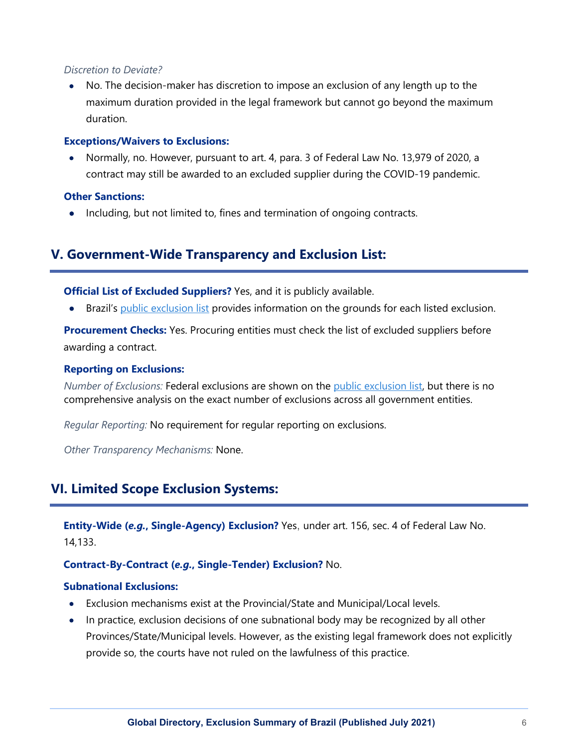*Discretion to Deviate?*

- No. The decision-maker has discretion to impose an exclusion of any length up to the maximum duration provided in the legal framework but cannot go beyond the maximum duration.

**Exceptions/Waivers to Exclusions:**

- Normally, no. However, pursuant to art. 4, para. 3 of Federal Law No. 13,979 of 2020, a contract may still be awarded to an excluded supplier during the COVID-19 pandemic.

**Other Sanctions:**

- Including, but not limited to, fines and termination of ongoing contracts.

## V. Government-Wide Transparency and Exclusion List:

**Official List of Excluded Suppliers?** Yes, and it is publicly available.

- Brazil's public exclusion list provides information on the grounds for each listed exclusion.

**Procurement Checks:** Yes. Procuring entities must check the list of excluded suppliers before awarding a contract.

**Reporting on Exclusions:**

*Number of Exclusions:* Federal exclusions are shown on the public exclusion list, but there is no comprehensive analysis on the exact number of exclusions across all government entities.

*Regular Reporting:* No requirement for regular reporting on exclusions.

*Other Transparency Mechanisms:* None.

## VI. Limited Scope Exclusion Systems:

**Entity-Wide (*e.g.*, Single-Agency) Exclusion?** Yes, under art. 156, sec. 4 of Federal Law No. 14,133.

**Contract-By-Contract (*e.g.*, Single-Tender) Exclusion?** No.

**Subnational Exclusions:**

- Exclusion mechanisms exist at the Provincial/State and Municipal/Local levels.
- In practice, exclusion decisions of one subnational body may be recognized by all other Provinces/State/Municipal levels. However, as the existing legal framework does not explicitly provide so, the courts have not ruled on the lawfulness of this practice.